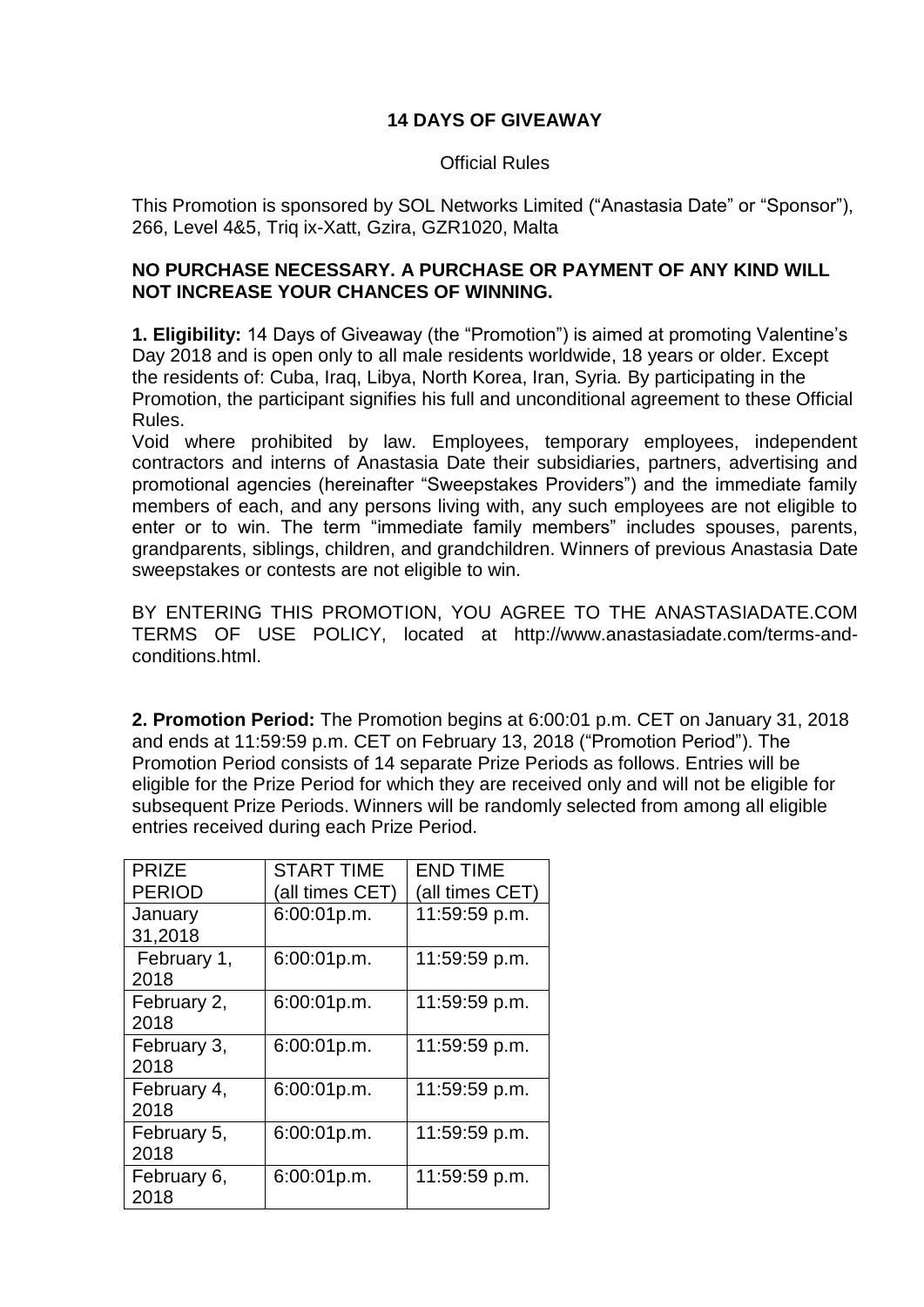# 14 DAYS OF GIVEAWAY

Official Rules

This Promotion is sponsored by SOL Networks Limited ("Anastasia Date" or "Sponsor"), 266, Level 4&5, Triq ix-Xatt, Gzira, GZR1020, Malta

**NO PURCHASE NECESSARY. A PURCHASE OR PAYMENT OF ANY KIND WILL NOT INCREASE YOUR CHANCES OF WINNING.**

**1. Eligibility:** 14 Days of Giveaway (the "Promotion") is aimed at promoting Valentine's Day 2018 and is open only to all male residents worldwide, 18 years or older. Except the residents of: Cuba, Iraq, Libya, North Korea, Iran, Syria. By participating in the Promotion, the participant signifies his full and unconditional agreement to these Official Rules.

Void where prohibited by law. Employees, temporary employees, independent contractors and interns of Anastasia Date their subsidiaries, partners, advertising and promotional agencies (hereinafter "Sweepstakes Providers") and the immediate family members of each, and any persons living with, any such employees are not eligible to enter or to win. The term "immediate family members" includes spouses, parents, grandparents, siblings, children, and grandchildren. Winners of previous Anastasia Date sweepstakes or contests are not eligible to win.

BY ENTERING THIS PROMOTION, YOU AGREE TO THE ANASTASIADATE.COM TERMS OF USE POLICY, located at http://www.anastasiadate.com/terms-and-conditions.html.

**2. Promotion Period:** The Promotion begins at 6:00:01 p.m. CET on January 31, 2018 and ends at 11:59:59 p.m. CET on February 13, 2018 ("Promotion Period"). The Promotion Period consists of 14 separate Prize Periods as follows. Entries will be eligible for the Prize Period for which they are received only and will not be eligible for subsequent Prize Periods. Winners will be randomly selected from among all eligible entries received during each Prize Period.

| PRIZE PERIOD | START TIME (all times CET) | END TIME (all times CET) |
|---|---|---|
| January 31,2018 | 6:00:01p.m. | 11:59:59 p.m. |
| February 1, 2018 | 6:00:01p.m. | 11:59:59 p.m. |
| February 2, 2018 | 6:00:01p.m. | 11:59:59 p.m. |
| February 3, 2018 | 6:00:01p.m. | 11:59:59 p.m. |
| February 4, 2018 | 6:00:01p.m. | 11:59:59 p.m. |
| February 5, 2018 | 6:00:01p.m. | 11:59:59 p.m. |
| February 6, 2018 | 6:00:01p.m. | 11:59:59 p.m. |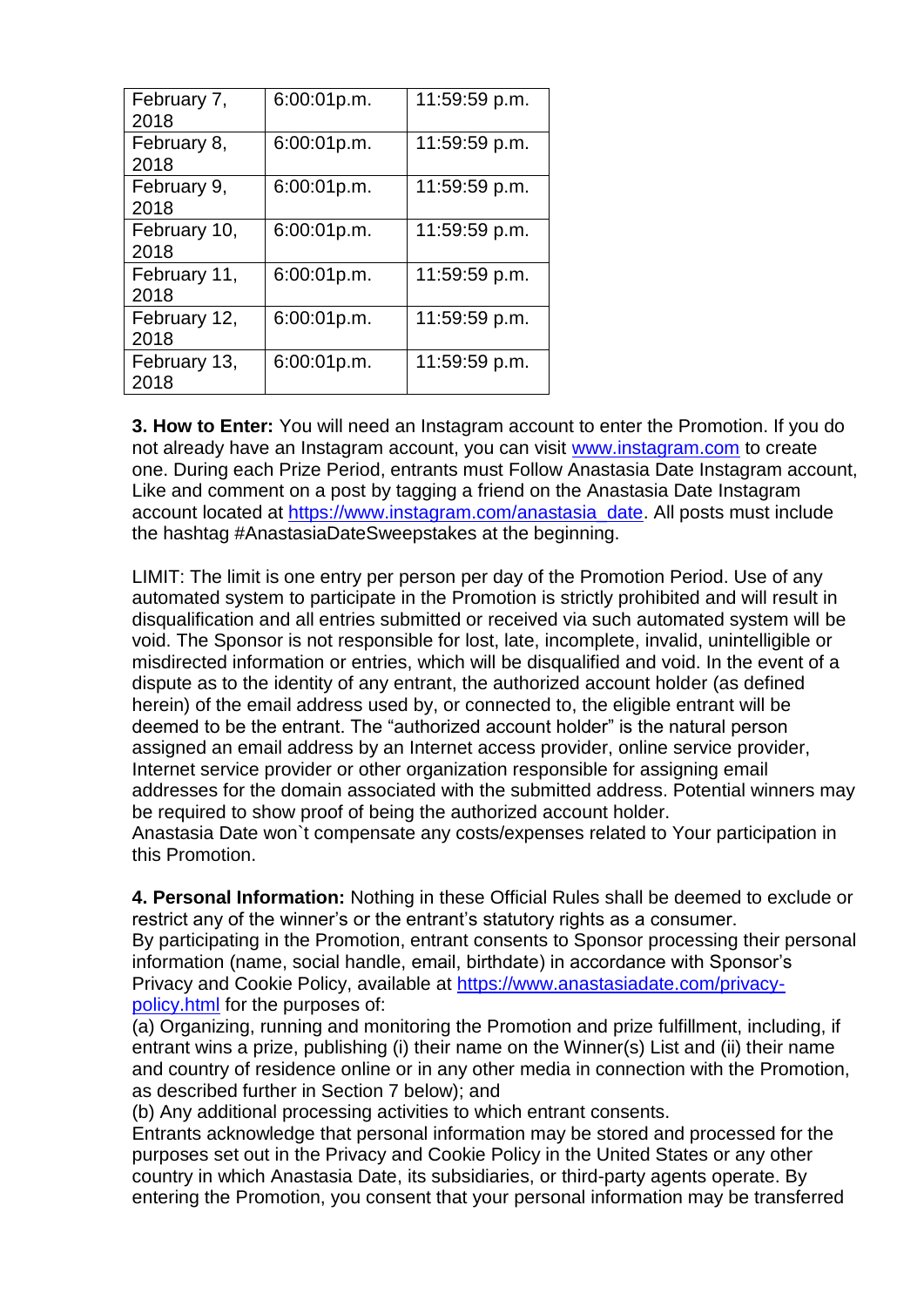| February 7, 2018 | 6:00:01p.m. | 11:59:59 p.m. |
|---|---|---|
| February 8, 2018 | 6:00:01p.m. | 11:59:59 p.m. |
| February 9, 2018 | 6:00:01p.m. | 11:59:59 p.m. |
| February 10, 2018 | 6:00:01p.m. | 11:59:59 p.m. |
| February 11, 2018 | 6:00:01p.m. | 11:59:59 p.m. |
| February 12, 2018 | 6:00:01p.m. | 11:59:59 p.m. |
| February 13, 2018 | 6:00:01p.m. | 11:59:59 p.m. |

**3. How to Enter:** You will need an Instagram account to enter the Promotion. If you do not already have an Instagram account, you can visit [www.instagram.com](www.instagram.com) to create one. During each Prize Period, entrants must Follow Anastasia Date Instagram account, Like and comment on a post by tagging a friend on the Anastasia Date Instagram account located at [https://www.instagram.com/anastasia_date](https://www.instagram.com/anastasia_date). All posts must include the hashtag #AnastasiaDateSweepstakes at the beginning.

LIMIT: The limit is one entry per person per day of the Promotion Period. Use of any automated system to participate in the Promotion is strictly prohibited and will result in disqualification and all entries submitted or received via such automated system will be void. The Sponsor is not responsible for lost, late, incomplete, invalid, unintelligible or misdirected information or entries, which will be disqualified and void. In the event of a dispute as to the identity of any entrant, the authorized account holder (as defined herein) of the email address used by, or connected to, the eligible entrant will be deemed to be the entrant. The "authorized account holder" is the natural person assigned an email address by an Internet access provider, online service provider, Internet service provider or other organization responsible for assigning email addresses for the domain associated with the submitted address. Potential winners may be required to show proof of being the authorized account holder.
Anastasia Date won`t compensate any costs/expenses related to Your participation in this Promotion.

**4. Personal Information:** Nothing in these Official Rules shall be deemed to exclude or restrict any of the winner's or the entrant's statutory rights as a consumer.
By participating in the Promotion, entrant consents to Sponsor processing their personal information (name, social handle, email, birthdate) in accordance with Sponsor's Privacy and Cookie Policy, available at [https://www.anastasiadate.com/privacy-policy.html](https://www.anastasiadate.com/privacy-policy.html) for the purposes of:
(a) Organizing, running and monitoring the Promotion and prize fulfillment, including, if entrant wins a prize, publishing (i) their name on the Winner(s) List and (ii) their name and country of residence online or in any other media in connection with the Promotion, as described further in Section 7 below); and
(b) Any additional processing activities to which entrant consents.
Entrants acknowledge that personal information may be stored and processed for the purposes set out in the Privacy and Cookie Policy in the United States or any other country in which Anastasia Date, its subsidiaries, or third-party agents operate. By entering the Promotion, you consent that your personal information may be transferred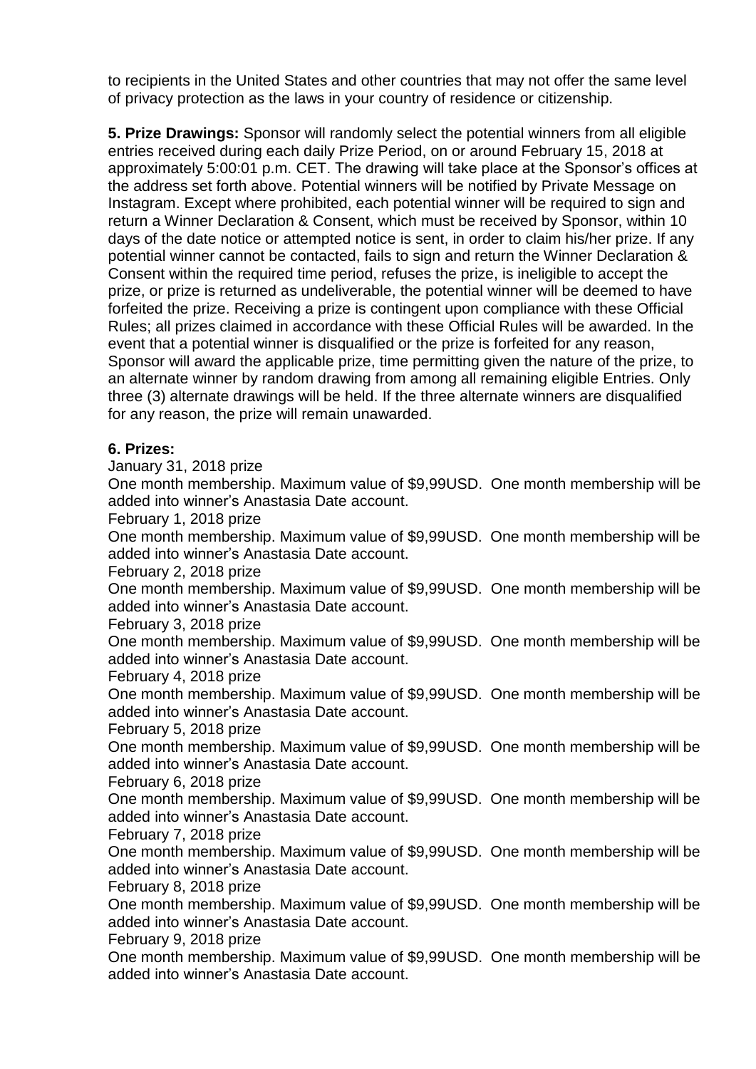to recipients in the United States and other countries that may not offer the same level of privacy protection as the laws in your country of residence or citizenship.

**5. Prize Drawings:** Sponsor will randomly select the potential winners from all eligible entries received during each daily Prize Period, on or around February 15, 2018 at approximately 5:00:01 p.m. CET. The drawing will take place at the Sponsor's offices at the address set forth above. Potential winners will be notified by Private Message on Instagram. Except where prohibited, each potential winner will be required to sign and return a Winner Declaration & Consent, which must be received by Sponsor, within 10 days of the date notice or attempted notice is sent, in order to claim his/her prize. If any potential winner cannot be contacted, fails to sign and return the Winner Declaration & Consent within the required time period, refuses the prize, is ineligible to accept the prize, or prize is returned as undeliverable, the potential winner will be deemed to have forfeited the prize. Receiving a prize is contingent upon compliance with these Official Rules; all prizes claimed in accordance with these Official Rules will be awarded. In the event that a potential winner is disqualified or the prize is forfeited for any reason, Sponsor will award the applicable prize, time permitting given the nature of the prize, to an alternate winner by random drawing from among all remaining eligible Entries. Only three (3) alternate drawings will be held. If the three alternate winners are disqualified for any reason, the prize will remain unawarded.

**6. Prizes:**

January 31, 2018 prize
One month membership. Maximum value of $9,99USD. One month membership will be added into winner's Anastasia Date account.

February 1, 2018 prize
One month membership. Maximum value of $9,99USD. One month membership will be added into winner's Anastasia Date account.

February 2, 2018 prize
One month membership. Maximum value of $9,99USD. One month membership will be added into winner's Anastasia Date account.

February 3, 2018 prize
One month membership. Maximum value of $9,99USD. One month membership will be added into winner's Anastasia Date account.

February 4, 2018 prize
One month membership. Maximum value of $9,99USD. One month membership will be added into winner's Anastasia Date account.

February 5, 2018 prize
One month membership. Maximum value of $9,99USD. One month membership will be added into winner's Anastasia Date account.

February 6, 2018 prize
One month membership. Maximum value of $9,99USD. One month membership will be added into winner's Anastasia Date account.

February 7, 2018 prize
One month membership. Maximum value of $9,99USD. One month membership will be added into winner's Anastasia Date account.

February 8, 2018 prize
One month membership. Maximum value of $9,99USD. One month membership will be added into winner's Anastasia Date account.

February 9, 2018 prize
One month membership. Maximum value of $9,99USD. One month membership will be added into winner's Anastasia Date account.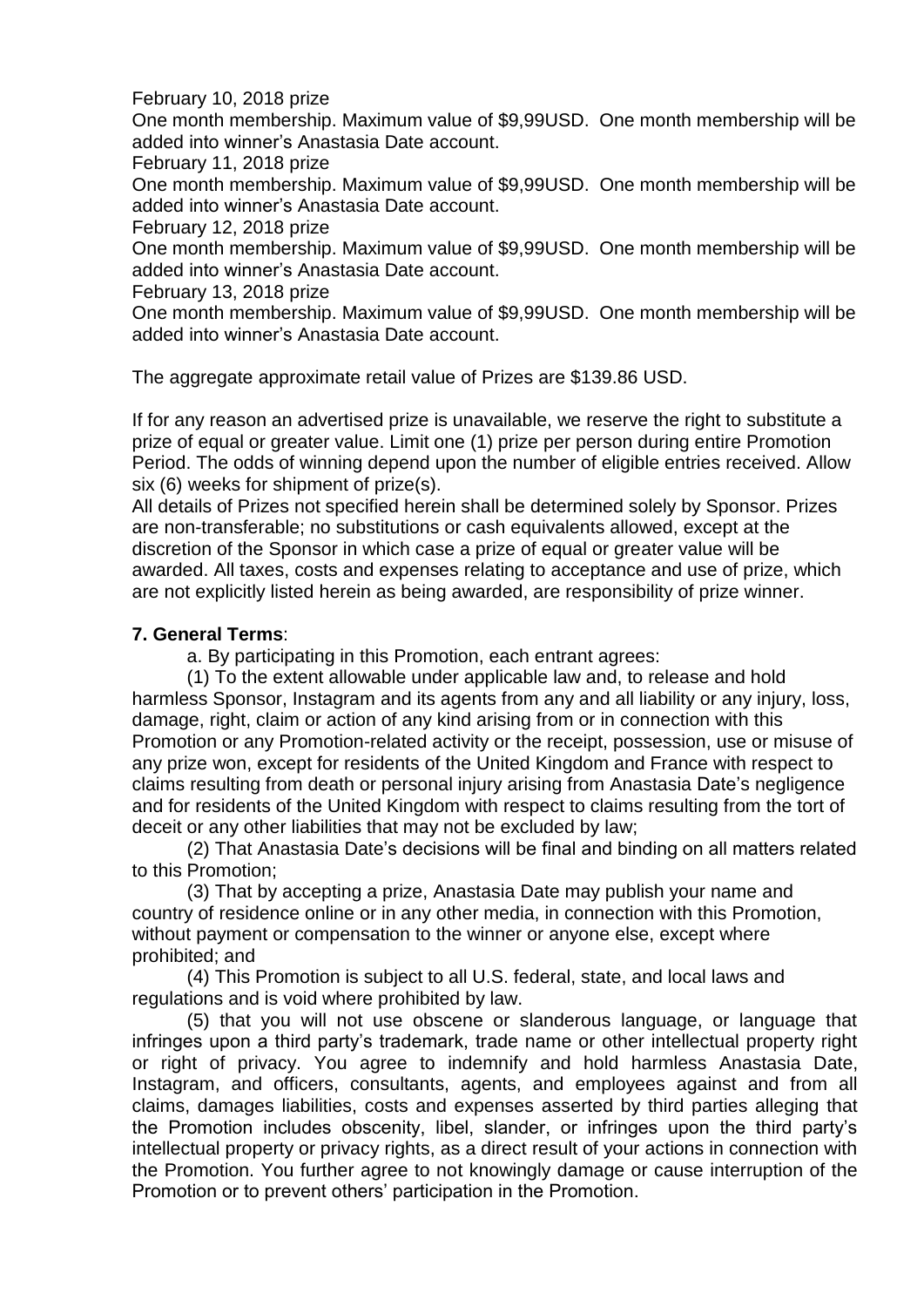February 10, 2018 prize

One month membership. Maximum value of $9,99USD. One month membership will be added into winner's Anastasia Date account.

February 11, 2018 prize

One month membership. Maximum value of $9,99USD. One month membership will be added into winner's Anastasia Date account.

February 12, 2018 prize

One month membership. Maximum value of $9,99USD. One month membership will be added into winner's Anastasia Date account.

February 13, 2018 prize

One month membership. Maximum value of $9,99USD. One month membership will be added into winner's Anastasia Date account.

The aggregate approximate retail value of Prizes are $139.86 USD.

If for any reason an advertised prize is unavailable, we reserve the right to substitute a prize of equal or greater value. Limit one (1) prize per person during entire Promotion Period. The odds of winning depend upon the number of eligible entries received. Allow six (6) weeks for shipment of prize(s).

All details of Prizes not specified herein shall be determined solely by Sponsor. Prizes are non-transferable; no substitutions or cash equivalents allowed, except at the discretion of the Sponsor in which case a prize of equal or greater value will be awarded. All taxes, costs and expenses relating to acceptance and use of prize, which are not explicitly listed herein as being awarded, are responsibility of prize winner.

**7. General Terms**:

a. By participating in this Promotion, each entrant agrees:

(1) To the extent allowable under applicable law and, to release and hold harmless Sponsor, Instagram and its agents from any and all liability or any injury, loss, damage, right, claim or action of any kind arising from or in connection with this Promotion or any Promotion-related activity or the receipt, possession, use or misuse of any prize won, except for residents of the United Kingdom and France with respect to claims resulting from death or personal injury arising from Anastasia Date's negligence and for residents of the United Kingdom with respect to claims resulting from the tort of deceit or any other liabilities that may not be excluded by law;

(2) That Anastasia Date's decisions will be final and binding on all matters related to this Promotion;

(3) That by accepting a prize, Anastasia Date may publish your name and country of residence online or in any other media, in connection with this Promotion, without payment or compensation to the winner or anyone else, except where prohibited; and

(4) This Promotion is subject to all U.S. federal, state, and local laws and regulations and is void where prohibited by law.

(5) that you will not use obscene or slanderous language, or language that infringes upon a third party's trademark, trade name or other intellectual property right or right of privacy. You agree to indemnify and hold harmless Anastasia Date, Instagram, and officers, consultants, agents, and employees against and from all claims, damages liabilities, costs and expenses asserted by third parties alleging that the Promotion includes obscenity, libel, slander, or infringes upon the third party's intellectual property or privacy rights, as a direct result of your actions in connection with the Promotion. You further agree to not knowingly damage or cause interruption of the Promotion or to prevent others' participation in the Promotion.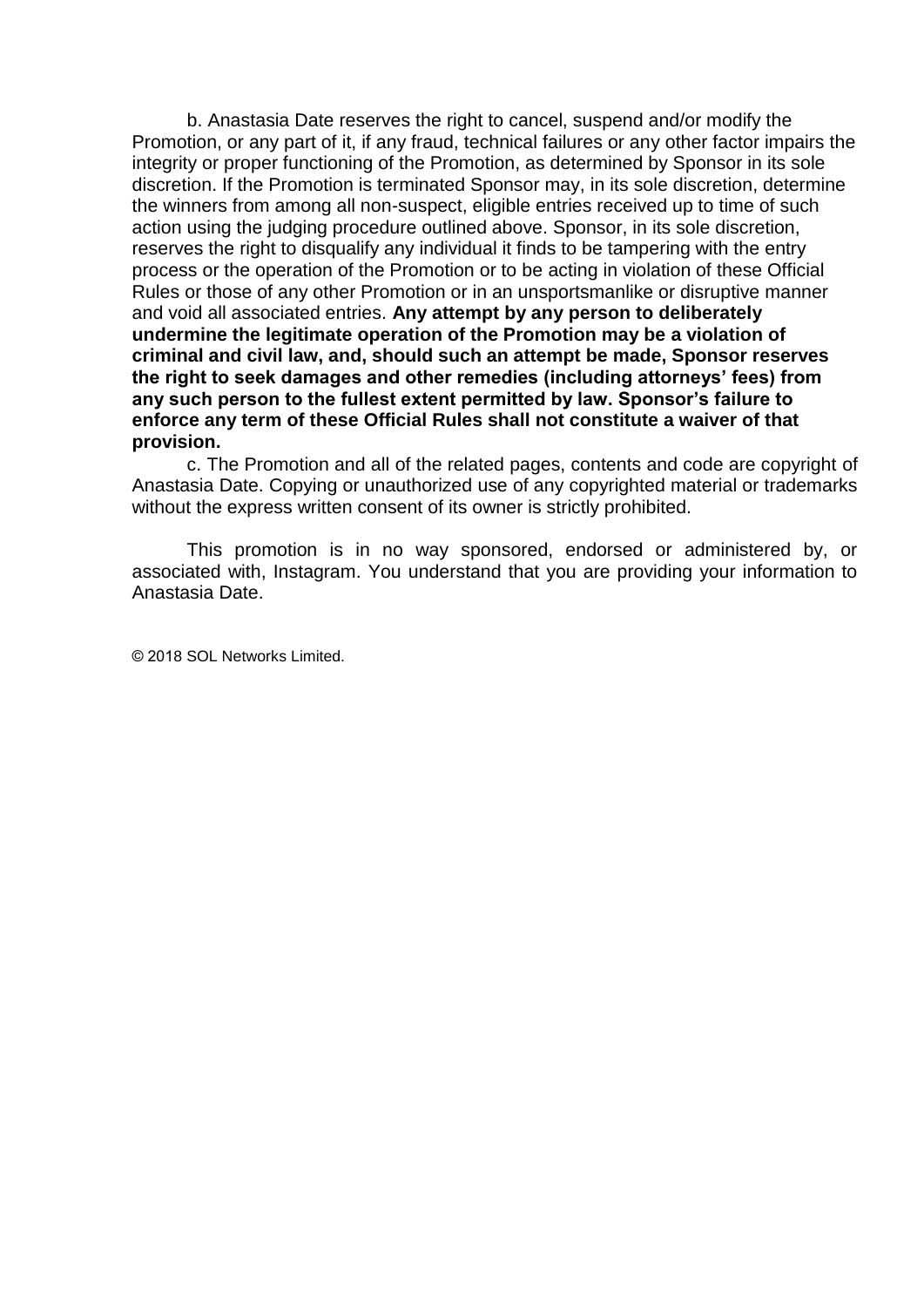b. Anastasia Date reserves the right to cancel, suspend and/or modify the Promotion, or any part of it, if any fraud, technical failures or any other factor impairs the integrity or proper functioning of the Promotion, as determined by Sponsor in its sole discretion. If the Promotion is terminated Sponsor may, in its sole discretion, determine the winners from among all non-suspect, eligible entries received up to time of such action using the judging procedure outlined above. Sponsor, in its sole discretion, reserves the right to disqualify any individual it finds to be tampering with the entry process or the operation of the Promotion or to be acting in violation of these Official Rules or those of any other Promotion or in an unsportsmanlike or disruptive manner and void all associated entries. **Any attempt by any person to deliberately undermine the legitimate operation of the Promotion may be a violation of criminal and civil law, and, should such an attempt be made, Sponsor reserves the right to seek damages and other remedies (including attorneys' fees) from any such person to the fullest extent permitted by law. Sponsor's failure to enforce any term of these Official Rules shall not constitute a waiver of that provision.**

c. The Promotion and all of the related pages, contents and code are copyright of Anastasia Date. Copying or unauthorized use of any copyrighted material or trademarks without the express written consent of its owner is strictly prohibited.

This promotion is in no way sponsored, endorsed or administered by, or associated with, Instagram. You understand that you are providing your information to Anastasia Date.

© 2018 SOL Networks Limited.